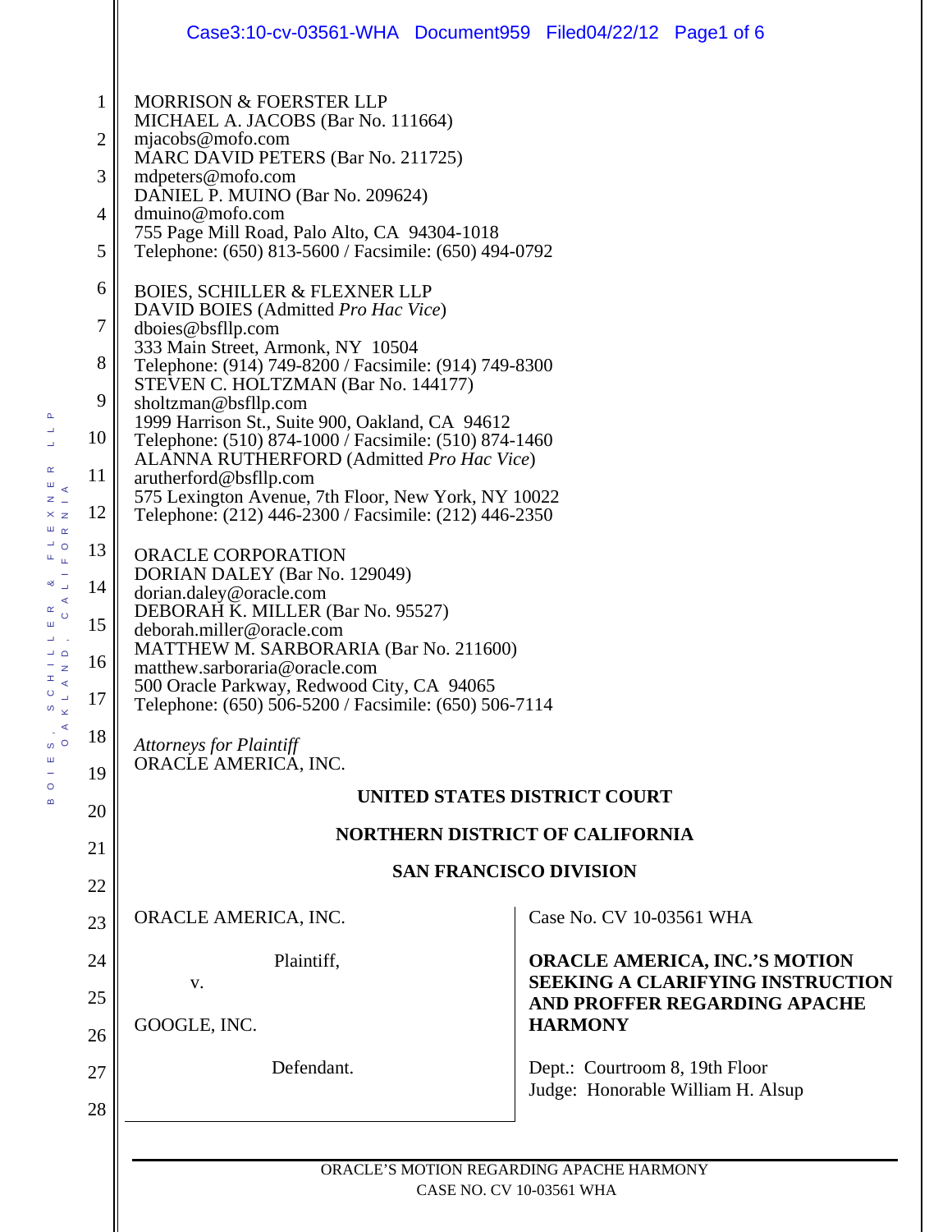MORRISON & FOERSTER LLP
MICHAEL A. JACOBS (Bar No. 111664)
mjacobs@mofo.com
MARC DAVID PETERS (Bar No. 211725)
mdpeters@mofo.com
DANIEL P. MUINO (Bar No. 209624)
dmuino@mofo.com
755 Page Mill Road, Palo Alto, CA 94304-1018
Telephone: (650) 813-5600 / Facsimile: (650) 494-0792

BOIES, SCHILLER & FLEXNER LLP
DAVID BOIES (Admitted *Pro Hac Vice*)
dboies@bsfllp.com
333 Main Street, Armonk, NY 10504
Telephone: (914) 749-8200 / Facsimile: (914) 749-8300
STEVEN C. HOLTZMAN (Bar No. 144177)
sholtzman@bsfllp.com
1999 Harrison St., Suite 900, Oakland, CA 94612
Telephone: (510) 874-1000 / Facsimile: (510) 874-1460
ALANNA RUTHERFORD (Admitted *Pro Hac Vice*)
arutherford@bsfllp.com
575 Lexington Avenue, 7th Floor, New York, NY 10022
Telephone: (212) 446-2300 / Facsimile: (212) 446-2350

ORACLE CORPORATION
DORIAN DALEY (Bar No. 129049)
dorian.daley@oracle.com
DEBORAH K. MILLER (Bar No. 95527)
deborah.miller@oracle.com
MATTHEW M. SARBORARIA (Bar No. 211600)
matthew.sarboraria@oracle.com
500 Oracle Parkway, Redwood City, CA 94065
Telephone: (650) 506-5200 / Facsimile: (650) 506-7114

*Attorneys for Plaintiff*
ORACLE AMERICA, INC.

**UNITED STATES DISTRICT COURT**

**NORTHERN DISTRICT OF CALIFORNIA**

**SAN FRANCISCO DIVISION**

ORACLE AMERICA, INC.

Plaintiff,

v.

GOOGLE, INC.

Defendant.

Case No. CV 10-03561 WHA

**ORACLE AMERICA, INC.'S MOTION SEEKING A CLARIFYING INSTRUCTION AND PROFFER REGARDING APACHE HARMONY**

Dept.: Courtroom 8, 19th Floor
Judge: Honorable William H. Alsup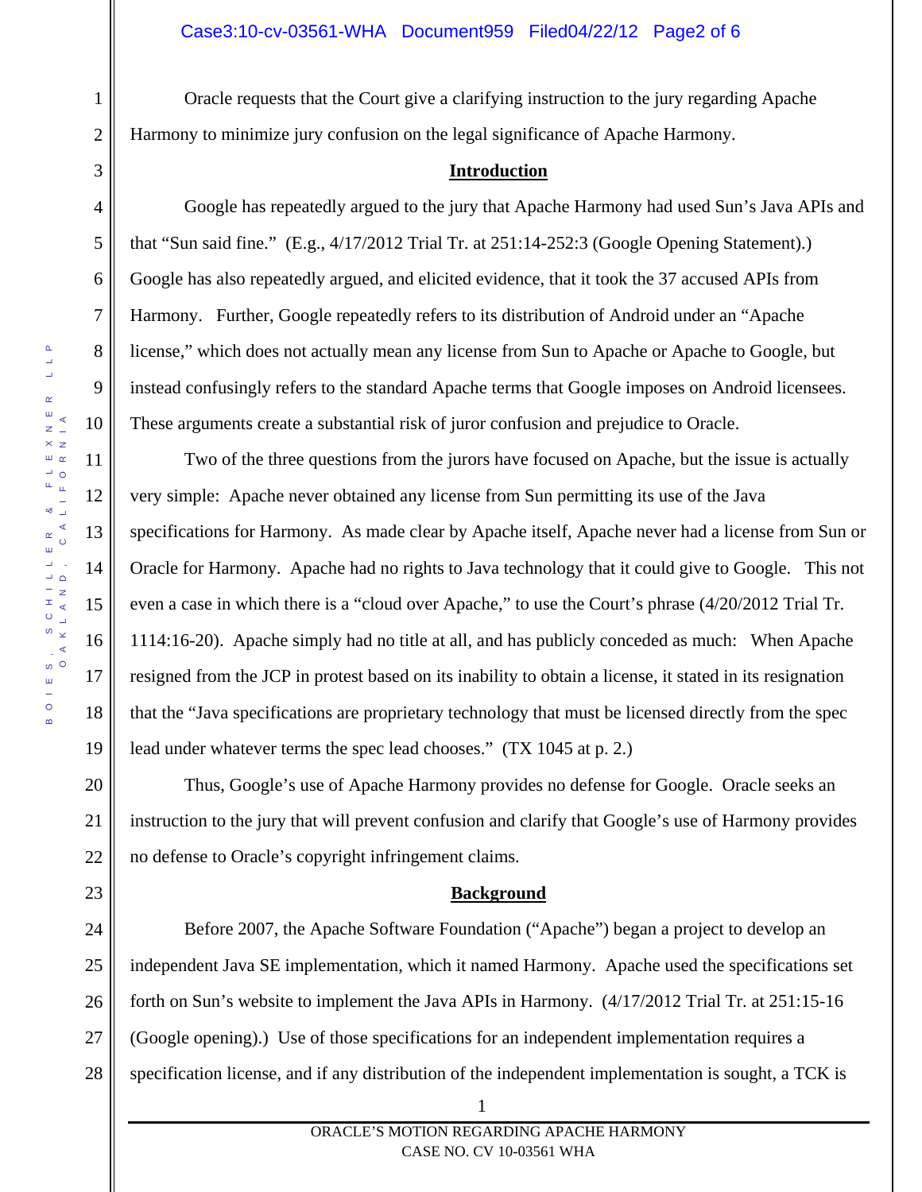Oracle requests that the Court give a clarifying instruction to the jury regarding Apache Harmony to minimize jury confusion on the legal significance of Apache Harmony.

## Introduction

Google has repeatedly argued to the jury that Apache Harmony had used Sun's Java APIs and that "Sun said fine." (E.g., 4/17/2012 Trial Tr. at 251:14-252:3 (Google Opening Statement).) Google has also repeatedly argued, and elicited evidence, that it took the 37 accused APIs from Harmony. Further, Google repeatedly refers to its distribution of Android under an "Apache license," which does not actually mean any license from Sun to Apache or Apache to Google, but instead confusingly refers to the standard Apache terms that Google imposes on Android licensees. These arguments create a substantial risk of juror confusion and prejudice to Oracle.

Two of the three questions from the jurors have focused on Apache, but the issue is actually very simple: Apache never obtained any license from Sun permitting its use of the Java specifications for Harmony. As made clear by Apache itself, Apache never had a license from Sun or Oracle for Harmony. Apache had no rights to Java technology that it could give to Google. This not even a case in which there is a "cloud over Apache," to use the Court's phrase (4/20/2012 Trial Tr. 1114:16-20). Apache simply had no title at all, and has publicly conceded as much: When Apache resigned from the JCP in protest based on its inability to obtain a license, it stated in its resignation that the "Java specifications are proprietary technology that must be licensed directly from the spec lead under whatever terms the spec lead chooses." (TX 1045 at p. 2.)

Thus, Google's use of Apache Harmony provides no defense for Google. Oracle seeks an instruction to the jury that will prevent confusion and clarify that Google's use of Harmony provides no defense to Oracle's copyright infringement claims.

## Background

Before 2007, the Apache Software Foundation ("Apache") began a project to develop an independent Java SE implementation, which it named Harmony. Apache used the specifications set forth on Sun's website to implement the Java APIs in Harmony. (4/17/2012 Trial Tr. at 251:15-16 (Google opening).) Use of those specifications for an independent implementation requires a specification license, and if any distribution of the independent implementation is sought, a TCK is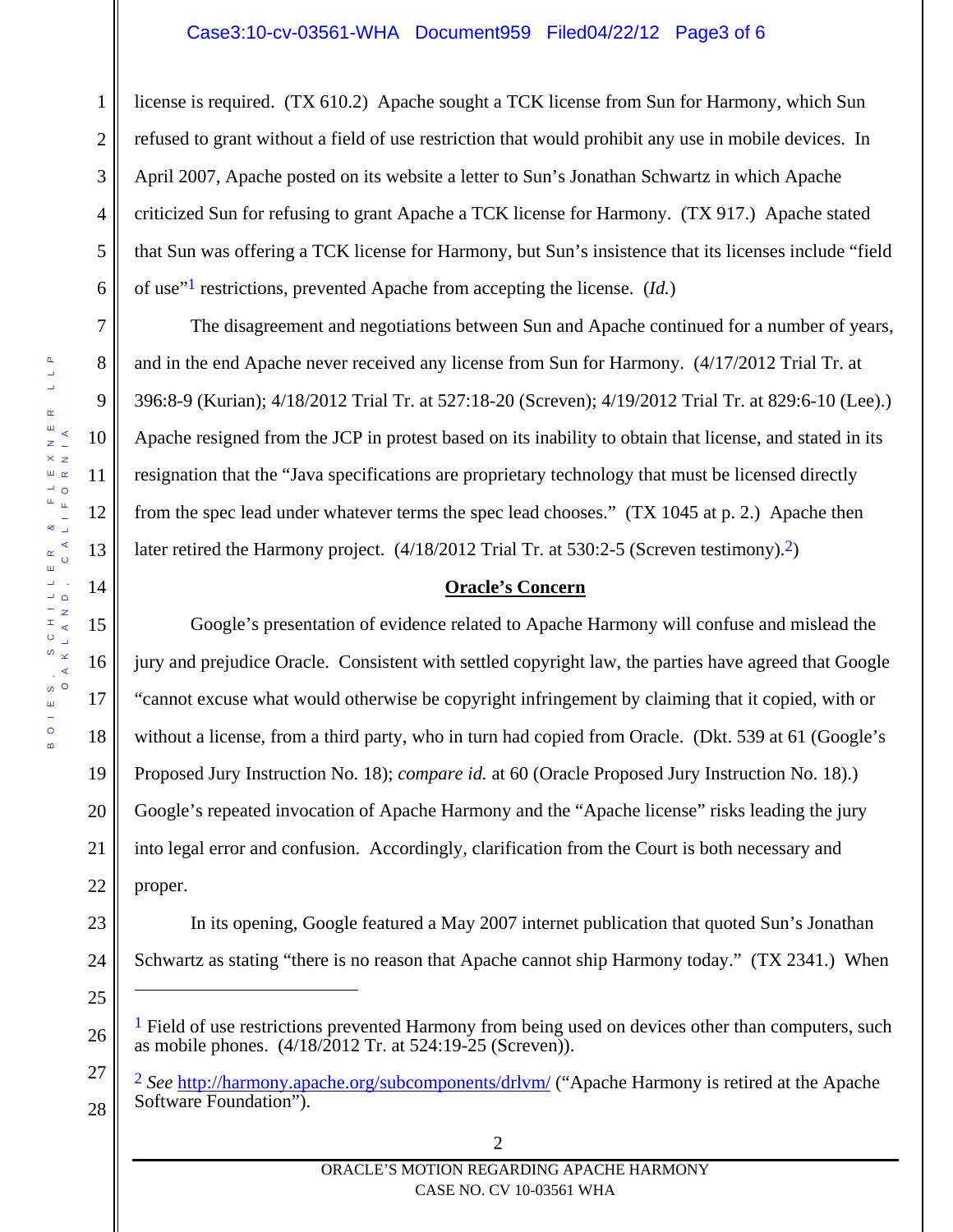license is required. (TX 610.2) Apache sought a TCK license from Sun for Harmony, which Sun refused to grant without a field of use restriction that would prohibit any use in mobile devices. In April 2007, Apache posted on its website a letter to Sun's Jonathan Schwartz in which Apache criticized Sun for refusing to grant Apache a TCK license for Harmony. (TX 917.) Apache stated that Sun was offering a TCK license for Harmony, but Sun's insistence that its licenses include "field of use"[1] restrictions, prevented Apache from accepting the license. (*Id.*)

The disagreement and negotiations between Sun and Apache continued for a number of years, and in the end Apache never received any license from Sun for Harmony. (4/17/2012 Trial Tr. at 396:8-9 (Kurian); 4/18/2012 Trial Tr. at 527:18-20 (Screven); 4/19/2012 Trial Tr. at 829:6-10 (Lee).) Apache resigned from the JCP in protest based on its inability to obtain that license, and stated in its resignation that the "Java specifications are proprietary technology that must be licensed directly from the spec lead under whatever terms the spec lead chooses." (TX 1045 at p. 2.) Apache then later retired the Harmony project. (4/18/2012 Trial Tr. at 530:2-5 (Screven testimony).[2])

**Oracle's Concern**

Google's presentation of evidence related to Apache Harmony will confuse and mislead the jury and prejudice Oracle. Consistent with settled copyright law, the parties have agreed that Google "cannot excuse what would otherwise be copyright infringement by claiming that it copied, with or without a license, from a third party, who in turn had copied from Oracle. (Dkt. 539 at 61 (Google's Proposed Jury Instruction No. 18); *compare id.* at 60 (Oracle Proposed Jury Instruction No. 18).) Google's repeated invocation of Apache Harmony and the "Apache license" risks leading the jury into legal error and confusion. Accordingly, clarification from the Court is both necessary and proper.

In its opening, Google featured a May 2007 internet publication that quoted Sun's Jonathan Schwartz as stating "there is no reason that Apache cannot ship Harmony today." (TX 2341.) When

---

[1] Field of use restrictions prevented Harmony from being used on devices other than computers, such as mobile phones. (4/18/2012 Tr. at 524:19-25 (Screven)).

[2] *See* http://harmony.apache.org/subcomponents/drlvm/ ("Apache Harmony is retired at the Apache Software Foundation").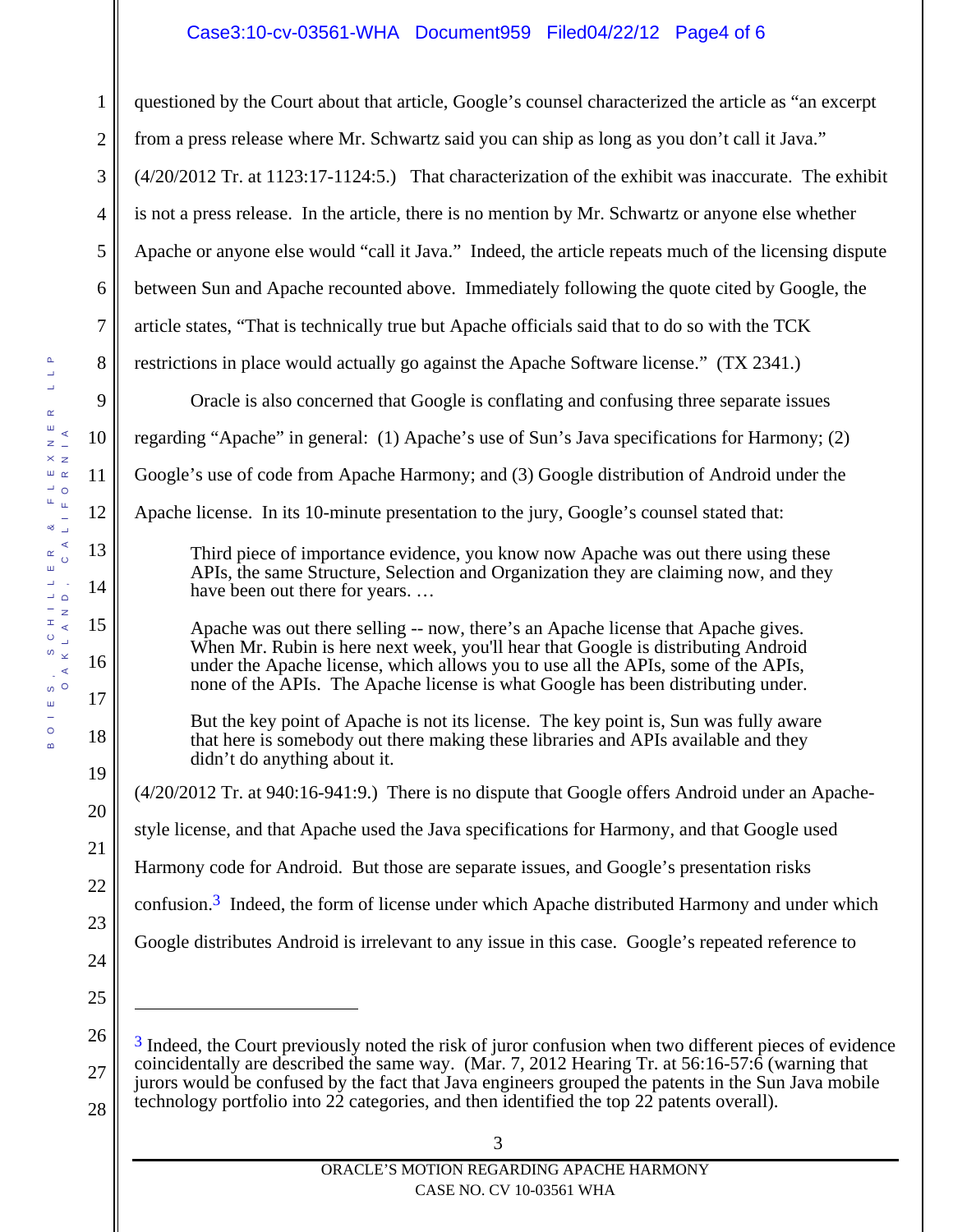questioned by the Court about that article, Google's counsel characterized the article as "an excerpt from a press release where Mr. Schwartz said you can ship as long as you don't call it Java." (4/20/2012 Tr. at 1123:17-1124:5.) That characterization of the exhibit was inaccurate. The exhibit is not a press release. In the article, there is no mention by Mr. Schwartz or anyone else whether Apache or anyone else would "call it Java." Indeed, the article repeats much of the licensing dispute between Sun and Apache recounted above. Immediately following the quote cited by Google, the article states, "That is technically true but Apache officials said that to do so with the TCK restrictions in place would actually go against the Apache Software license." (TX 2341.)

Oracle is also concerned that Google is conflating and confusing three separate issues regarding "Apache" in general: (1) Apache's use of Sun's Java specifications for Harmony; (2) Google's use of code from Apache Harmony; and (3) Google distribution of Android under the Apache license. In its 10-minute presentation to the jury, Google's counsel stated that:

> Third piece of importance evidence, you know now Apache was out there using these APIs, the same Structure, Selection and Organization they are claiming now, and they have been out there for years. …
>
> Apache was out there selling -- now, there's an Apache license that Apache gives. When Mr. Rubin is here next week, you'll hear that Google is distributing Android under the Apache license, which allows you to use all the APIs, some of the APIs, none of the APIs. The Apache license is what Google has been distributing under.
>
> But the key point of Apache is not its license. The key point is, Sun was fully aware that here is somebody out there making these libraries and APIs available and they didn't do anything about it.

(4/20/2012 Tr. at 940:16-941:9.) There is no dispute that Google offers Android under an Apache-style license, and that Apache used the Java specifications for Harmony, and that Google used Harmony code for Android. But those are separate issues, and Google's presentation risks confusion.[3] Indeed, the form of license under which Apache distributed Harmony and under which Google distributes Android is irrelevant to any issue in this case. Google's repeated reference to

---

[3] Indeed, the Court previously noted the risk of juror confusion when two different pieces of evidence coincidentally are described the same way. (Mar. 7, 2012 Hearing Tr. at 56:16-57:6 (warning that jurors would be confused by the fact that Java engineers grouped the patents in the Sun Java mobile technology portfolio into 22 categories, and then identified the top 22 patents overall).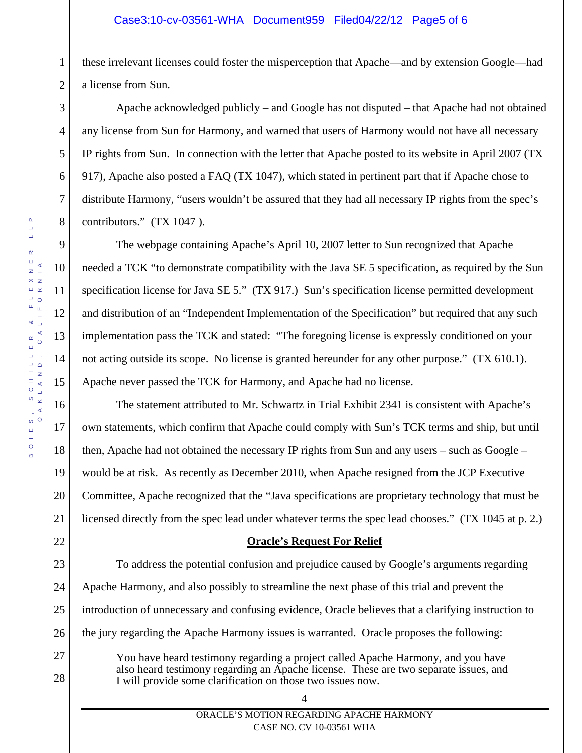these irrelevant licenses could foster the misperception that Apache—and by extension Google—had a license from Sun.

Apache acknowledged publicly – and Google has not disputed – that Apache had not obtained any license from Sun for Harmony, and warned that users of Harmony would not have all necessary IP rights from Sun. In connection with the letter that Apache posted to its website in April 2007 (TX 917), Apache also posted a FAQ (TX 1047), which stated in pertinent part that if Apache chose to distribute Harmony, "users wouldn't be assured that they had all necessary IP rights from the spec's contributors." (TX 1047 ).

The webpage containing Apache's April 10, 2007 letter to Sun recognized that Apache needed a TCK "to demonstrate compatibility with the Java SE 5 specification, as required by the Sun specification license for Java SE 5." (TX 917.) Sun's specification license permitted development and distribution of an "Independent Implementation of the Specification" but required that any such implementation pass the TCK and stated: "The foregoing license is expressly conditioned on your not acting outside its scope. No license is granted hereunder for any other purpose." (TX 610.1). Apache never passed the TCK for Harmony, and Apache had no license.

The statement attributed to Mr. Schwartz in Trial Exhibit 2341 is consistent with Apache's own statements, which confirm that Apache could comply with Sun's TCK terms and ship, but until then, Apache had not obtained the necessary IP rights from Sun and any users – such as Google – would be at risk. As recently as December 2010, when Apache resigned from the JCP Executive Committee, Apache recognized that the "Java specifications are proprietary technology that must be licensed directly from the spec lead under whatever terms the spec lead chooses." (TX 1045 at p. 2.)

**Oracle's Request For Relief**

To address the potential confusion and prejudice caused by Google's arguments regarding Apache Harmony, and also possibly to streamline the next phase of this trial and prevent the introduction of unnecessary and confusing evidence, Oracle believes that a clarifying instruction to the jury regarding the Apache Harmony issues is warranted. Oracle proposes the following:

> You have heard testimony regarding a project called Apache Harmony, and you have also heard testimony regarding an Apache license. These are two separate issues, and I will provide some clarification on those two issues now.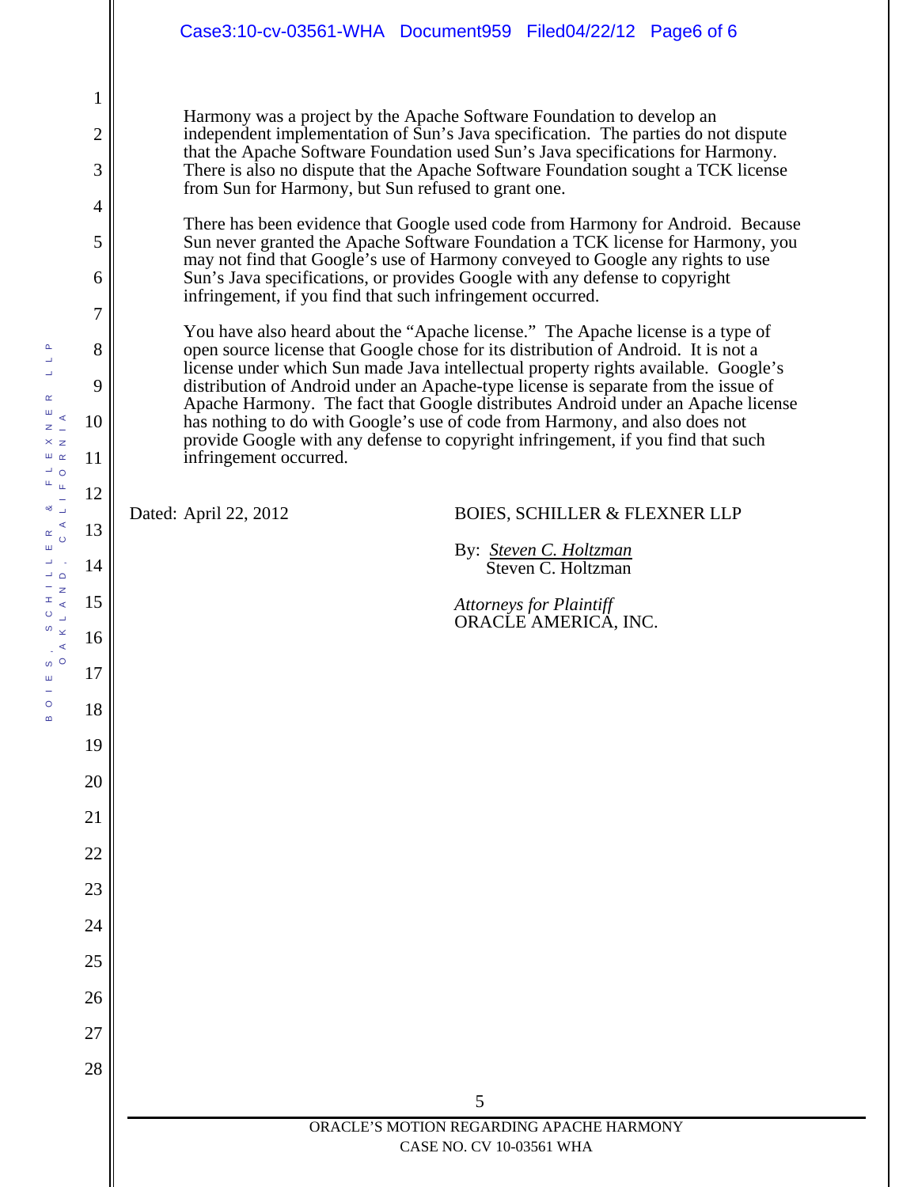Harmony was a project by the Apache Software Foundation to develop an independent implementation of Sun's Java specification. The parties do not dispute that the Apache Software Foundation used Sun's Java specifications for Harmony. There is also no dispute that the Apache Software Foundation sought a TCK license from Sun for Harmony, but Sun refused to grant one.

There has been evidence that Google used code from Harmony for Android. Because Sun never granted the Apache Software Foundation a TCK license for Harmony, you may not find that Google's use of Harmony conveyed to Google any rights to use Sun's Java specifications, or provides Google with any defense to copyright infringement, if you find that such infringement occurred.

You have also heard about the "Apache license." The Apache license is a type of open source license that Google chose for its distribution of Android. It is not a license under which Sun made Java intellectual property rights available. Google's distribution of Android under an Apache-type license is separate from the issue of Apache Harmony. The fact that Google distributes Android under an Apache license has nothing to do with Google's use of code from Harmony, and also does not provide Google with any defense to copyright infringement, if you find that such infringement occurred.

Dated: April 22, 2012

BOIES, SCHILLER & FLEXNER LLP

By: *Steven C. Holtzman*
Steven C. Holtzman

*Attorneys for Plaintiff*
ORACLE AMERICA, INC.